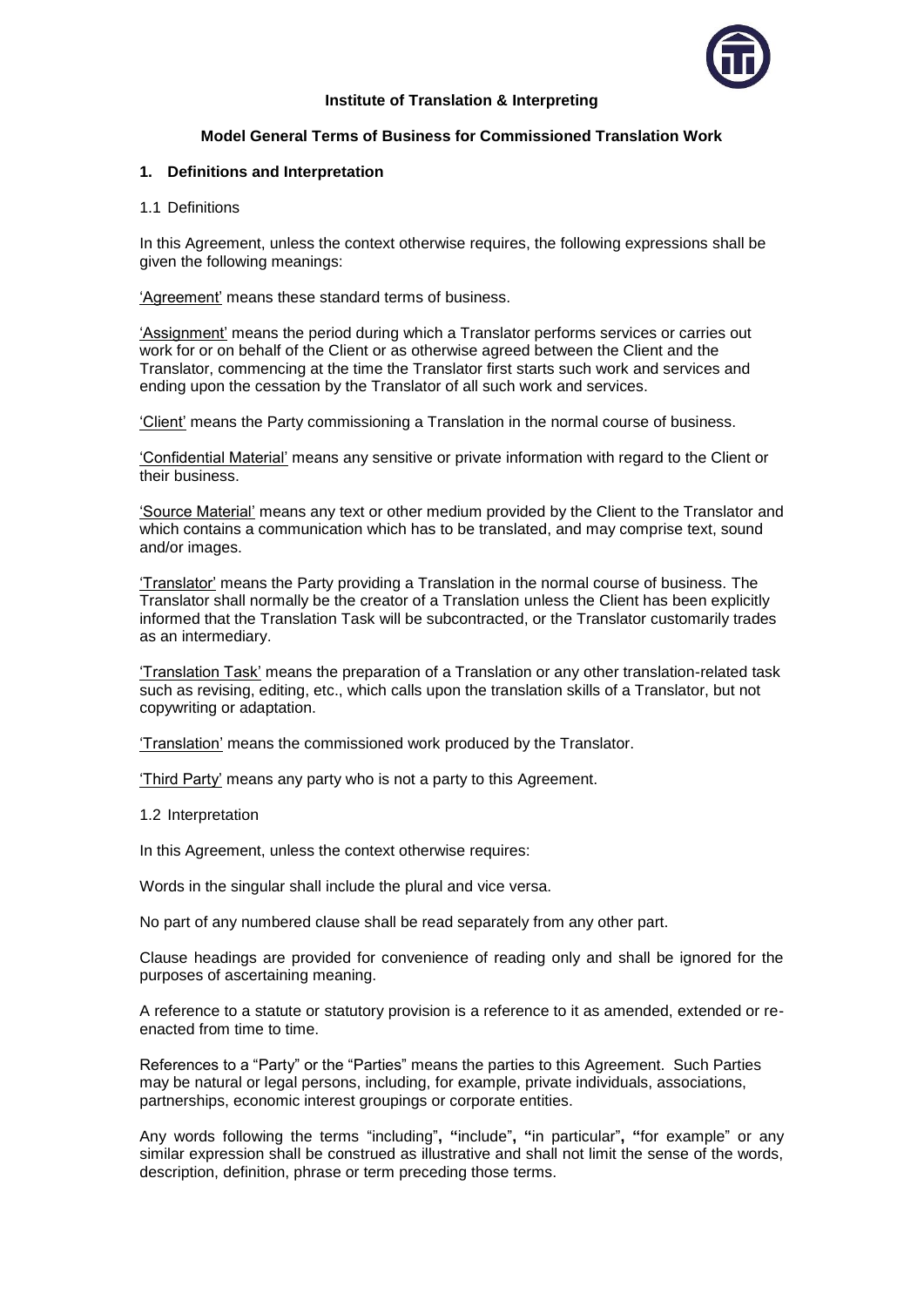**Institute of Translation & Interpreting**

**Model General Terms of Business for Commissioned Translation Work**

## 1. Definitions and Interpretation

### 1.1 Definitions

In this Agreement, unless the context otherwise requires, the following expressions shall be given the following meanings:

'Agreement' means these standard terms of business.

'Assignment' means the period during which a Translator performs services or carries out work for or on behalf of the Client or as otherwise agreed between the Client and the Translator, commencing at the time the Translator first starts such work and services and ending upon the cessation by the Translator of all such work and services.

'Client' means the Party commissioning a Translation in the normal course of business.

'Confidential Material' means any sensitive or private information with regard to the Client or their business.

'Source Material' means any text or other medium provided by the Client to the Translator and which contains a communication which has to be translated, and may comprise text, sound and/or images.

'Translator' means the Party providing a Translation in the normal course of business. The Translator shall normally be the creator of a Translation unless the Client has been explicitly informed that the Translation Task will be subcontracted, or the Translator customarily trades as an intermediary.

'Translation Task' means the preparation of a Translation or any other translation-related task such as revising, editing, etc., which calls upon the translation skills of a Translator, but not copywriting or adaptation.

'Translation' means the commissioned work produced by the Translator.

'Third Party' means any party who is not a party to this Agreement.

### 1.2 Interpretation

In this Agreement, unless the context otherwise requires:

Words in the singular shall include the plural and vice versa.

No part of any numbered clause shall be read separately from any other part.

Clause headings are provided for convenience of reading only and shall be ignored for the purposes of ascertaining meaning.

A reference to a statute or statutory provision is a reference to it as amended, extended or re-enacted from time to time.

References to a "Party" or the "Parties" means the parties to this Agreement. Such Parties may be natural or legal persons, including, for example, private individuals, associations, partnerships, economic interest groupings or corporate entities.

Any words following the terms "including", "include", "in particular", "for example" or any similar expression shall be construed as illustrative and shall not limit the sense of the words, description, definition, phrase or term preceding those terms.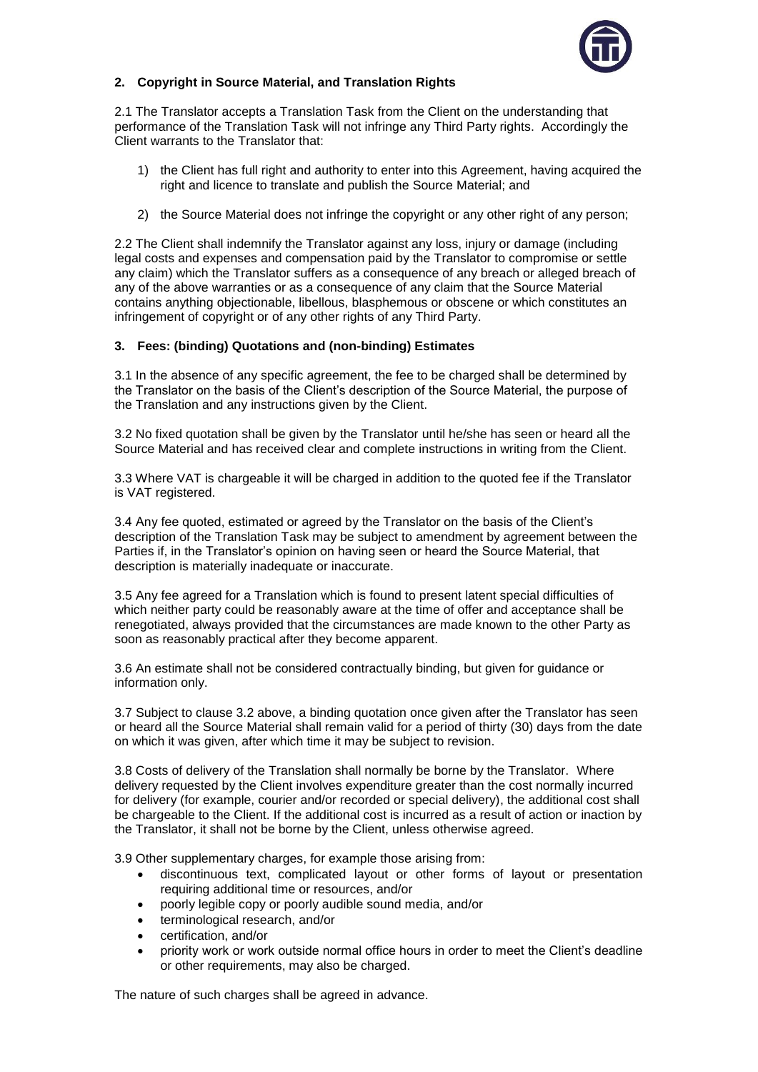## 2. Copyright in Source Material, and Translation Rights

2.1 The Translator accepts a Translation Task from the Client on the understanding that performance of the Translation Task will not infringe any Third Party rights. Accordingly the Client warrants to the Translator that:

1) the Client has full right and authority to enter into this Agreement, having acquired the right and licence to translate and publish the Source Material; and

2) the Source Material does not infringe the copyright or any other right of any person;

2.2 The Client shall indemnify the Translator against any loss, injury or damage (including legal costs and expenses and compensation paid by the Translator to compromise or settle any claim) which the Translator suffers as a consequence of any breach or alleged breach of any of the above warranties or as a consequence of any claim that the Source Material contains anything objectionable, libellous, blasphemous or obscene or which constitutes an infringement of copyright or of any other rights of any Third Party.

## 3. Fees: (binding) Quotations and (non-binding) Estimates

3.1 In the absence of any specific agreement, the fee to be charged shall be determined by the Translator on the basis of the Client's description of the Source Material, the purpose of the Translation and any instructions given by the Client.

3.2 No fixed quotation shall be given by the Translator until he/she has seen or heard all the Source Material and has received clear and complete instructions in writing from the Client.

3.3 Where VAT is chargeable it will be charged in addition to the quoted fee if the Translator is VAT registered.

3.4 Any fee quoted, estimated or agreed by the Translator on the basis of the Client's description of the Translation Task may be subject to amendment by agreement between the Parties if, in the Translator's opinion on having seen or heard the Source Material, that description is materially inadequate or inaccurate.

3.5 Any fee agreed for a Translation which is found to present latent special difficulties of which neither party could be reasonably aware at the time of offer and acceptance shall be renegotiated, always provided that the circumstances are made known to the other Party as soon as reasonably practical after they become apparent.

3.6 An estimate shall not be considered contractually binding, but given for guidance or information only.

3.7 Subject to clause 3.2 above, a binding quotation once given after the Translator has seen or heard all the Source Material shall remain valid for a period of thirty (30) days from the date on which it was given, after which time it may be subject to revision.

3.8 Costs of delivery of the Translation shall normally be borne by the Translator. Where delivery requested by the Client involves expenditure greater than the cost normally incurred for delivery (for example, courier and/or recorded or special delivery), the additional cost shall be chargeable to the Client. If the additional cost is incurred as a result of action or inaction by the Translator, it shall not be borne by the Client, unless otherwise agreed.

3.9 Other supplementary charges, for example those arising from:

- discontinuous text, complicated layout or other forms of layout or presentation requiring additional time or resources, and/or
- poorly legible copy or poorly audible sound media, and/or
- terminological research, and/or
- certification, and/or
- priority work or work outside normal office hours in order to meet the Client's deadline or other requirements, may also be charged.

The nature of such charges shall be agreed in advance.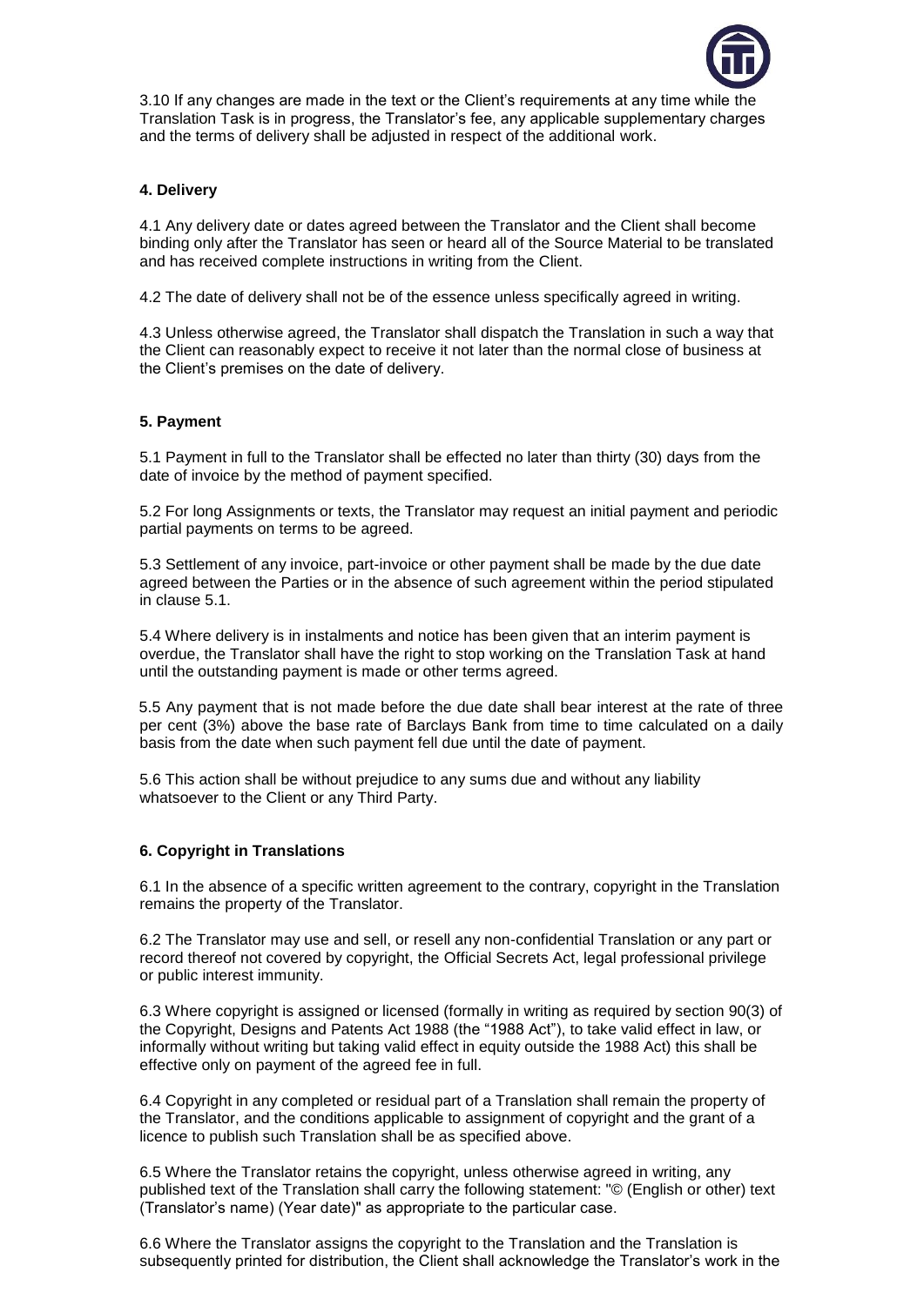3.10 If any changes are made in the text or the Client's requirements at any time while the Translation Task is in progress, the Translator's fee, any applicable supplementary charges and the terms of delivery shall be adjusted in respect of the additional work.

**4. Delivery**

4.1 Any delivery date or dates agreed between the Translator and the Client shall become binding only after the Translator has seen or heard all of the Source Material to be translated and has received complete instructions in writing from the Client.

4.2 The date of delivery shall not be of the essence unless specifically agreed in writing.

4.3 Unless otherwise agreed, the Translator shall dispatch the Translation in such a way that the Client can reasonably expect to receive it not later than the normal close of business at the Client's premises on the date of delivery.

**5. Payment**

5.1 Payment in full to the Translator shall be effected no later than thirty (30) days from the date of invoice by the method of payment specified.

5.2 For long Assignments or texts, the Translator may request an initial payment and periodic partial payments on terms to be agreed.

5.3 Settlement of any invoice, part-invoice or other payment shall be made by the due date agreed between the Parties or in the absence of such agreement within the period stipulated in clause 5.1.

5.4 Where delivery is in instalments and notice has been given that an interim payment is overdue, the Translator shall have the right to stop working on the Translation Task at hand until the outstanding payment is made or other terms agreed.

5.5 Any payment that is not made before the due date shall bear interest at the rate of three per cent (3%) above the base rate of Barclays Bank from time to time calculated on a daily basis from the date when such payment fell due until the date of payment.

5.6 This action shall be without prejudice to any sums due and without any liability whatsoever to the Client or any Third Party.

**6. Copyright in Translations**

6.1 In the absence of a specific written agreement to the contrary, copyright in the Translation remains the property of the Translator.

6.2 The Translator may use and sell, or resell any non-confidential Translation or any part or record thereof not covered by copyright, the Official Secrets Act, legal professional privilege or public interest immunity.

6.3 Where copyright is assigned or licensed (formally in writing as required by section 90(3) of the Copyright, Designs and Patents Act 1988 (the "1988 Act"), to take valid effect in law, or informally without writing but taking valid effect in equity outside the 1988 Act) this shall be effective only on payment of the agreed fee in full.

6.4 Copyright in any completed or residual part of a Translation shall remain the property of the Translator, and the conditions applicable to assignment of copyright and the grant of a licence to publish such Translation shall be as specified above.

6.5 Where the Translator retains the copyright, unless otherwise agreed in writing, any published text of the Translation shall carry the following statement: "© (English or other) text (Translator's name) (Year date)" as appropriate to the particular case.

6.6 Where the Translator assigns the copyright to the Translation and the Translation is subsequently printed for distribution, the Client shall acknowledge the Translator's work in the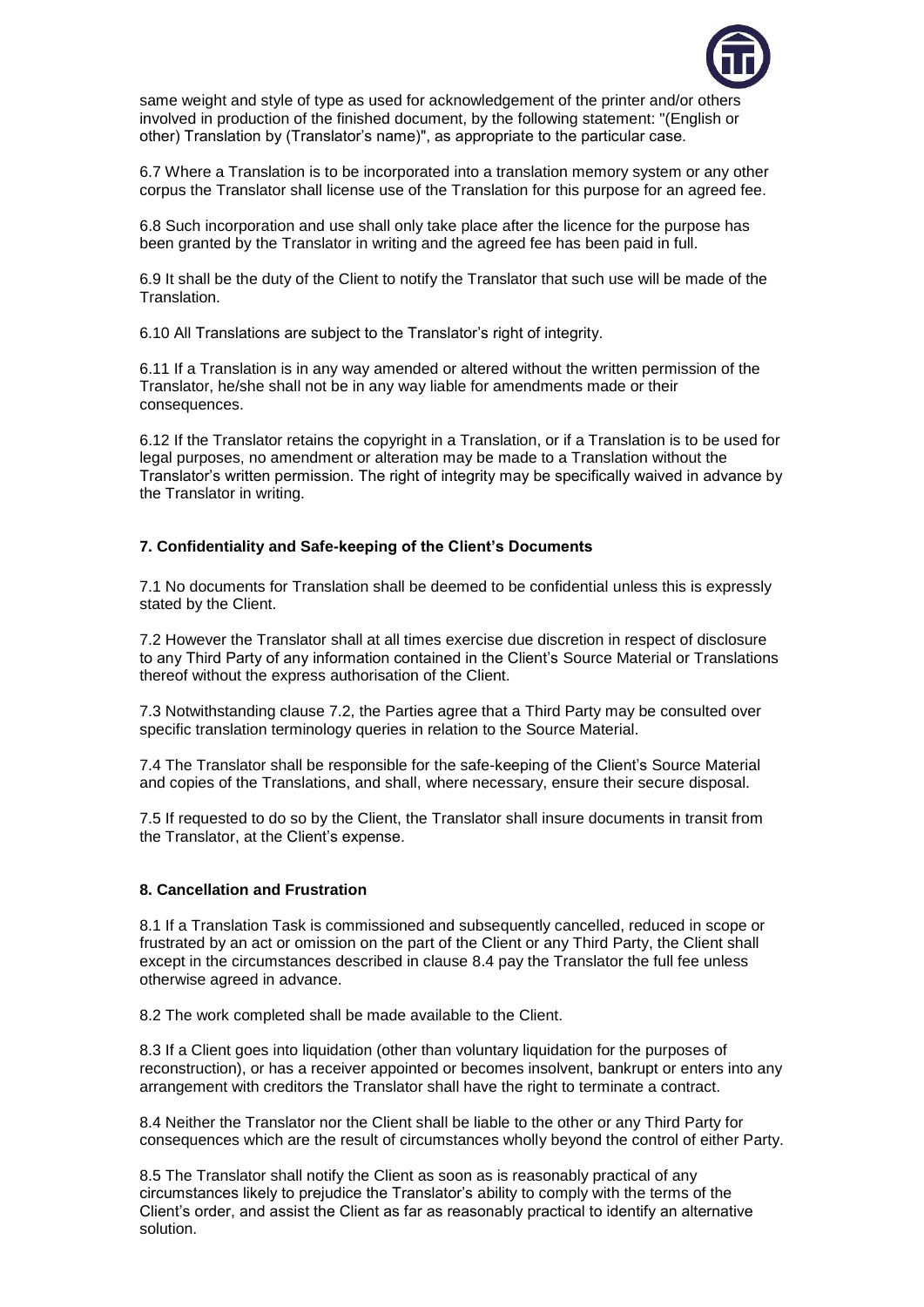same weight and style of type as used for acknowledgement of the printer and/or others involved in production of the finished document, by the following statement: "(English or other) Translation by (Translator's name)", as appropriate to the particular case.

6.7 Where a Translation is to be incorporated into a translation memory system or any other corpus the Translator shall license use of the Translation for this purpose for an agreed fee.

6.8 Such incorporation and use shall only take place after the licence for the purpose has been granted by the Translator in writing and the agreed fee has been paid in full.

6.9 It shall be the duty of the Client to notify the Translator that such use will be made of the Translation.

6.10 All Translations are subject to the Translator's right of integrity.

6.11 If a Translation is in any way amended or altered without the written permission of the Translator, he/she shall not be in any way liable for amendments made or their consequences.

6.12 If the Translator retains the copyright in a Translation, or if a Translation is to be used for legal purposes, no amendment or alteration may be made to a Translation without the Translator's written permission. The right of integrity may be specifically waived in advance by the Translator in writing.

### 7. Confidentiality and Safe-keeping of the Client's Documents

7.1 No documents for Translation shall be deemed to be confidential unless this is expressly stated by the Client.

7.2 However the Translator shall at all times exercise due discretion in respect of disclosure to any Third Party of any information contained in the Client's Source Material or Translations thereof without the express authorisation of the Client.

7.3 Notwithstanding clause 7.2, the Parties agree that a Third Party may be consulted over specific translation terminology queries in relation to the Source Material.

7.4 The Translator shall be responsible for the safe-keeping of the Client's Source Material and copies of the Translations, and shall, where necessary, ensure their secure disposal.

7.5 If requested to do so by the Client, the Translator shall insure documents in transit from the Translator, at the Client's expense.

### 8. Cancellation and Frustration

8.1 If a Translation Task is commissioned and subsequently cancelled, reduced in scope or frustrated by an act or omission on the part of the Client or any Third Party, the Client shall except in the circumstances described in clause 8.4 pay the Translator the full fee unless otherwise agreed in advance.

8.2 The work completed shall be made available to the Client.

8.3 If a Client goes into liquidation (other than voluntary liquidation for the purposes of reconstruction), or has a receiver appointed or becomes insolvent, bankrupt or enters into any arrangement with creditors the Translator shall have the right to terminate a contract.

8.4 Neither the Translator nor the Client shall be liable to the other or any Third Party for consequences which are the result of circumstances wholly beyond the control of either Party.

8.5 The Translator shall notify the Client as soon as is reasonably practical of any circumstances likely to prejudice the Translator's ability to comply with the terms of the Client's order, and assist the Client as far as reasonably practical to identify an alternative solution.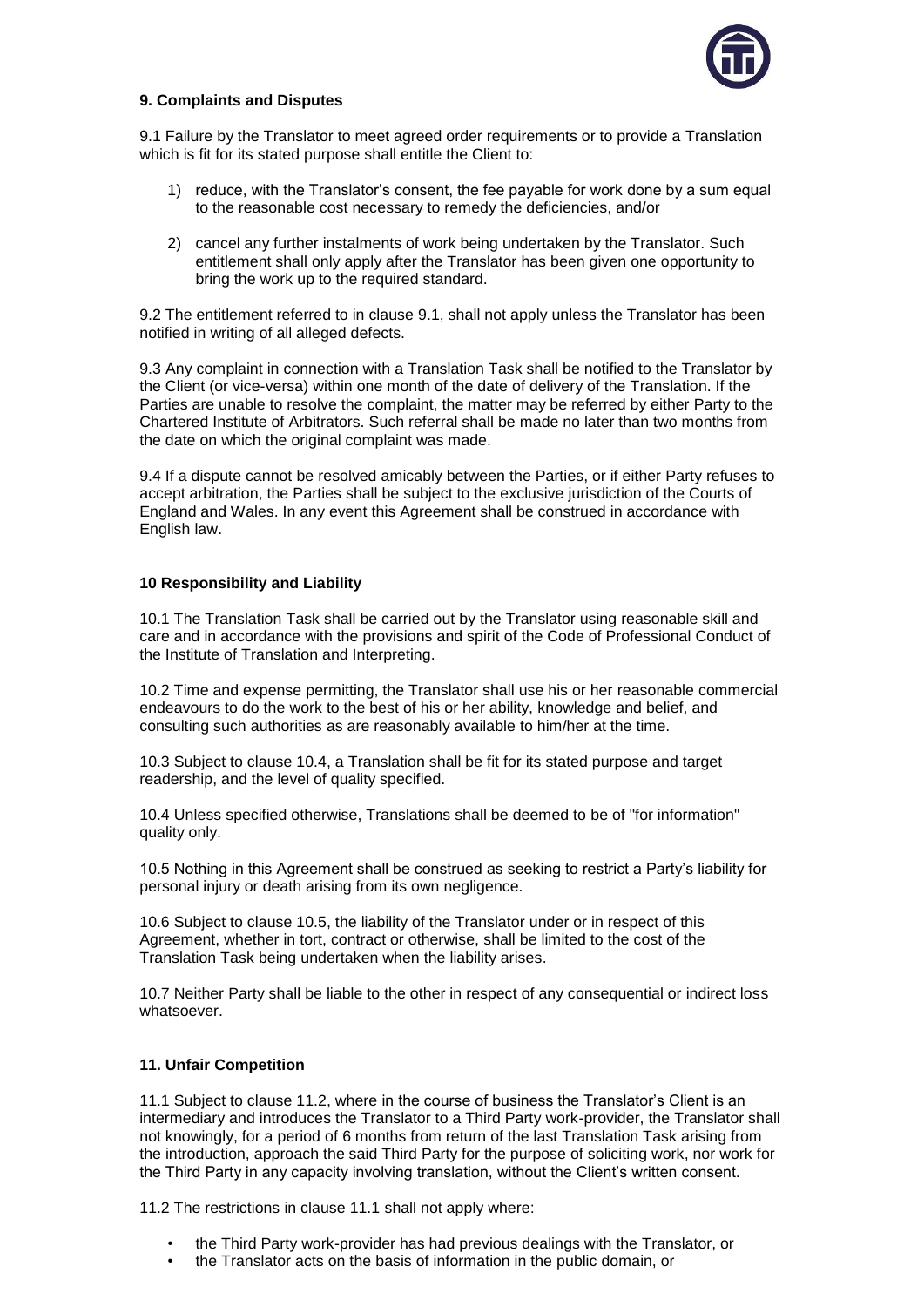### 9. Complaints and Disputes

9.1 Failure by the Translator to meet agreed order requirements or to provide a Translation which is fit for its stated purpose shall entitle the Client to:

1) reduce, with the Translator's consent, the fee payable for work done by a sum equal to the reasonable cost necessary to remedy the deficiencies, and/or

2) cancel any further instalments of work being undertaken by the Translator. Such entitlement shall only apply after the Translator has been given one opportunity to bring the work up to the required standard.

9.2 The entitlement referred to in in clause 9.1, shall not apply unless the Translator has been notified in writing of all alleged defects.

9.3 Any complaint in connection with a Translation Task shall be notified to the Translator by the Client (or vice-versa) within one month of the date of delivery of the Translation. If the Parties are unable to resolve the complaint, the matter may be referred by either Party to the Chartered Institute of Arbitrators. Such referral shall be made no later than two months from the date on which the original complaint was made.

9.4 If a dispute cannot be resolved amicably between the Parties, or if either Party refuses to accept arbitration, the Parties shall be subject to the exclusive jurisdiction of the Courts of England and Wales. In any event this Agreement shall be construed in accordance with English law.

### 10 Responsibility and Liability

10.1 The Translation Task shall be carried out by the Translator using reasonable skill and care and in accordance with the provisions and spirit of the Code of Professional Conduct of the Institute of Translation and Interpreting.

10.2 Time and expense permitting, the Translator shall use his or her reasonable commercial endeavours to do the work to the best of his or her ability, knowledge and belief, and consulting such authorities as are reasonably available to him/her at the time.

10.3 Subject to clause 10.4, a Translation shall be fit for its stated purpose and target readership, and the level of quality specified.

10.4 Unless specified otherwise, Translations shall be deemed to be of "for information" quality only.

10.5 Nothing in this Agreement shall be construed as seeking to restrict a Party's liability for personal injury or death arising from its own negligence.

10.6 Subject to clause 10.5, the liability of the Translator under or in respect of this Agreement, whether in tort, contract or otherwise, shall be limited to the cost of the Translation Task being undertaken when the liability arises.

10.7 Neither Party shall be liable to the other in respect of any consequential or indirect loss whatsoever.

### 11. Unfair Competition

11.1 Subject to clause 11.2, where in the course of business the Translator's Client is an intermediary and introduces the Translator to a Third Party work-provider, the Translator shall not knowingly, for a period of 6 months from return of the last Translation Task arising from the introduction, approach the said Third Party for the purpose of soliciting work, nor work for the Third Party in any capacity involving translation, without the Client's written consent.

11.2 The restrictions in clause 11.1 shall not apply where:

- the Third Party work-provider has had previous dealings with the Translator, or
- the Translator acts on the basis of information in the public domain, or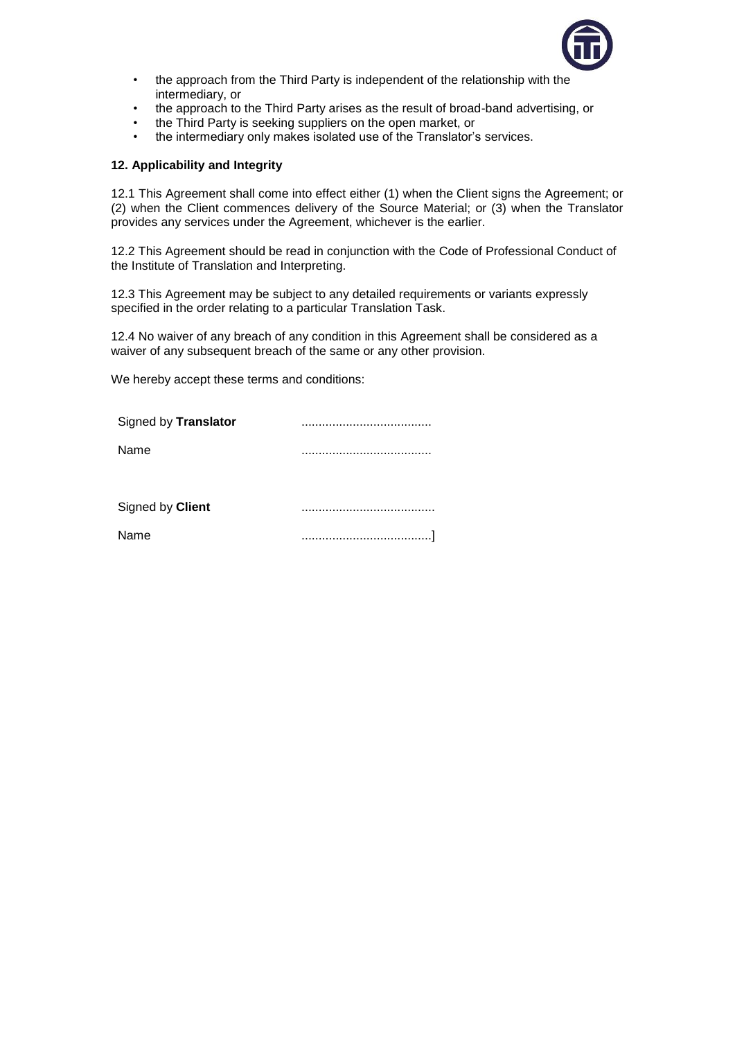- the approach from the Third Party is independent of the relationship with the intermediary, or
- the approach to the Third Party arises as the result of broad-band advertising, or
- the Third Party is seeking suppliers on the open market, or
- the intermediary only makes isolated use of the Translator's services.

**12. Applicability and Integrity**

12.1 This Agreement shall come into effect either (1) when the Client signs the Agreement; or (2) when the Client commences delivery of the Source Material; or (3) when the Translator provides any services under the Agreement, whichever is the earlier.

12.2 This Agreement should be read in conjunction with the Code of Professional Conduct of the Institute of Translation and Interpreting.

12.3 This Agreement may be subject to any detailed requirements or variants expressly specified in the order relating to a particular Translation Task.

12.4 No waiver of any breach of any condition in this Agreement shall be considered as a waiver of any subsequent breach of the same or any other provision.

We hereby accept these terms and conditions:

Signed by **Translator** ......................................

Name ......................................

Signed by **Client** ......................................

Name ......................................]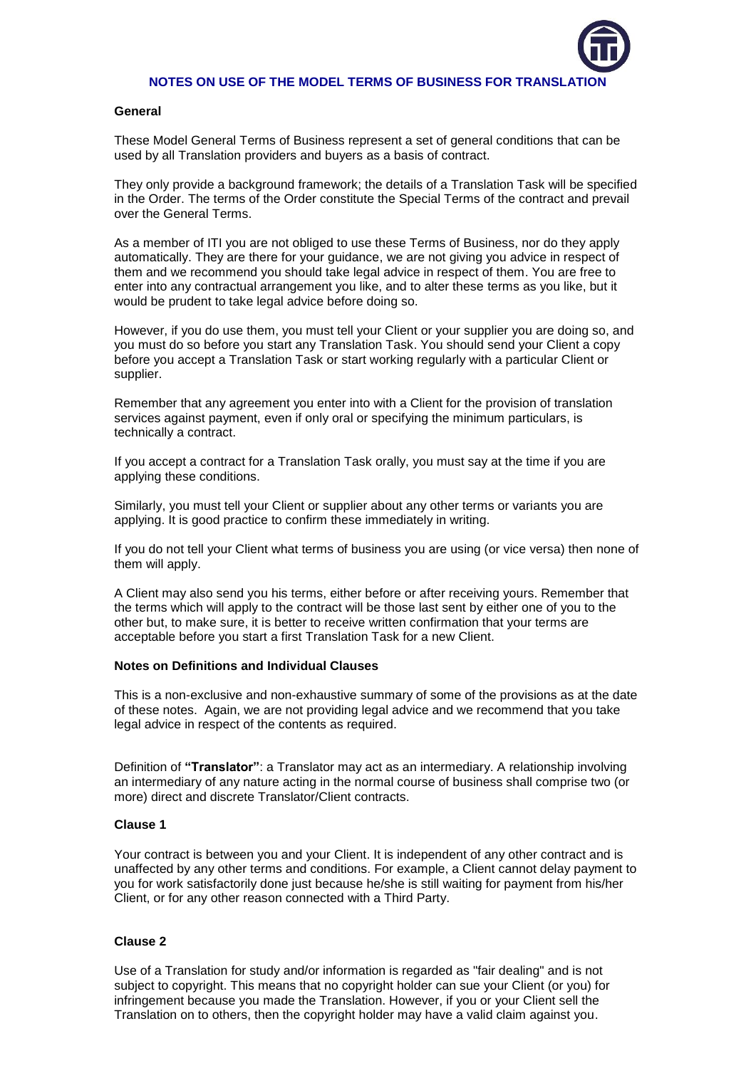## NOTES ON USE OF THE MODEL TERMS OF BUSINESS FOR TRANSLATION

### General

These Model General Terms of Business represent a set of general conditions that can be used by all Translation providers and buyers as a basis of contract.

They only provide a background framework; the details of a Translation Task will be specified in the Order. The terms of the Order constitute the Special Terms of the contract and prevail over the General Terms.

As a member of ITI you are not obliged to use these Terms of Business, nor do they apply automatically. They are there for your guidance, we are not giving you advice in respect of them and we recommend you should take legal advice in respect of them. You are free to enter into any contractual arrangement you like, and to alter these terms as you like, but it would be prudent to take legal advice before doing so.

However, if you do use them, you must tell your Client or your supplier you are doing so, and you must do so before you start any Translation Task. You should send your Client a copy before you accept a Translation Task or start working regularly with a particular Client or supplier.

Remember that any agreement you enter into with a Client for the provision of translation services against payment, even if only oral or specifying the minimum particulars, is technically a contract.

If you accept a contract for a Translation Task orally, you must say at the time if you are applying these conditions.

Similarly, you must tell your Client or supplier about any other terms or variants you are applying. It is good practice to confirm these immediately in writing.

If you do not tell your Client what terms of business you are using (or vice versa) then none of them will apply.

A Client may also send you his terms, either before or after receiving yours. Remember that the terms which will apply to the contract will be those last sent by either one of you to the other but, to make sure, it is better to receive written confirmation that your terms are acceptable before you start a first Translation Task for a new Client.

### Notes on Definitions and Individual Clauses

This is a non-exclusive and non-exhaustive summary of some of the provisions as at the date of these notes. Again, we are not providing legal advice and we recommend that you take legal advice in respect of the contents as required.

Definition of **"Translator"**: a Translator may act as an intermediary. A relationship involving an intermediary of any nature acting in the normal course of business shall comprise two (or more) direct and discrete Translator/Client contracts.

### Clause 1

Your contract is between you and your Client. It is independent of any other contract and is unaffected by any other terms and conditions. For example, a Client cannot delay payment to you for work satisfactorily done just because he/she is still waiting for payment from his/her Client, or for any other reason connected with a Third Party.

### Clause 2

Use of a Translation for study and/or information is regarded as "fair dealing" and is not subject to copyright. This means that no copyright holder can sue your Client (or you) for infringement because you made the Translation. However, if you or your Client sell the Translation on to others, then the copyright holder may have a valid claim against you.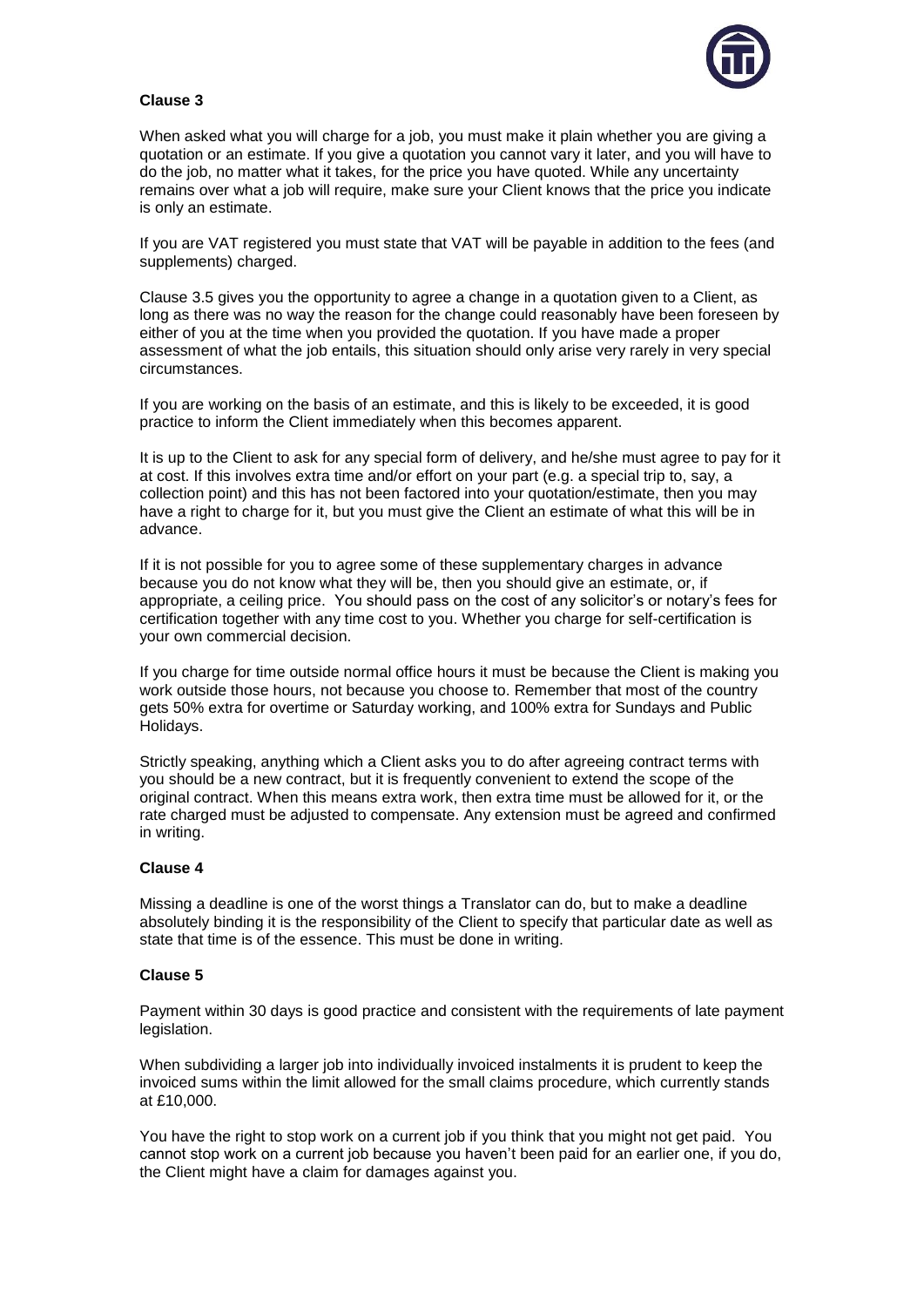**Clause 3**

When asked what you will charge for a job, you must make it plain whether you are giving a quotation or an estimate. If you give a quotation you cannot vary it later, and you will have to do the job, no matter what it takes, for the price you have quoted. While any uncertainty remains over what a job will require, make sure your Client knows that the price you indicate is only an estimate.

If you are VAT registered you must state that VAT will be payable in addition to the fees (and supplements) charged.

Clause 3.5 gives you the opportunity to agree a change in a quotation given to a Client, as long as there was no way the reason for the change could reasonably have been foreseen by either of you at the time when you provided the quotation. If you have made a proper assessment of what the job entails, this situation should only arise very rarely in very special circumstances.

If you are working on the basis of an estimate, and this is likely to be exceeded, it is good practice to inform the Client immediately when this becomes apparent.

It is up to the Client to ask for any special form of delivery, and he/she must agree to pay for it at cost. If this involves extra time and/or effort on your part (e.g. a special trip to, say, a collection point) and this has not been factored into your quotation/estimate, then you may have a right to charge for it, but you must give the Client an estimate of what this will be in advance.

If it is not possible for you to agree some of these supplementary charges in advance because you do not know what they will be, then you should give an estimate, or, if appropriate, a ceiling price. You should pass on the cost of any solicitor's or notary's fees for certification together with any time cost to you. Whether you charge for self-certification is your own commercial decision.

If you charge for time outside normal office hours it must be because the Client is making you work outside those hours, not because you choose to. Remember that most of the country gets 50% extra for overtime or Saturday working, and 100% extra for Sundays and Public Holidays.

Strictly speaking, anything which a Client asks you to do after agreeing contract terms with you should be a new contract, but it is frequently convenient to extend the scope of the original contract. When this means extra work, then extra time must be allowed for it, or the rate charged must be adjusted to compensate. Any extension must be agreed and confirmed in writing.

**Clause 4**

Missing a deadline is one of the worst things a Translator can do, but to make a deadline absolutely binding it is the responsibility of the Client to specify that particular date as well as state that time is of the essence. This must be done in writing.

**Clause 5**

Payment within 30 days is good practice and consistent with the requirements of late payment legislation.

When subdividing a larger job into individually invoiced instalments it is prudent to keep the invoiced sums within the limit allowed for the small claims procedure, which currently stands at £10,000.

You have the right to stop work on a current job if you think that you might not get paid. You cannot stop work on a current job because you haven't been paid for an earlier one, if you do, the Client might have a claim for damages against you.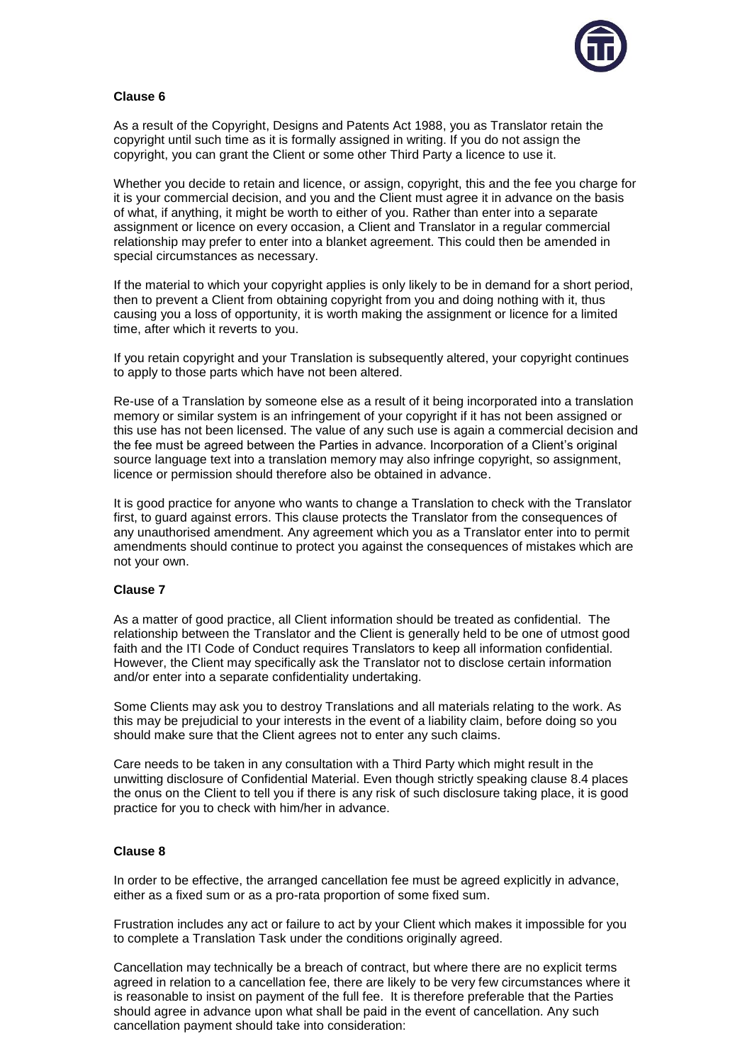**Clause 6**

As a result of the Copyright, Designs and Patents Act 1988, you as Translator retain the copyright until such time as it is formally assigned in writing. If you do not assign the copyright, you can grant the Client or some other Third Party a licence to use it.

Whether you decide to retain and licence, or assign, copyright, this and the fee you charge for it is your commercial decision, and you and the Client must agree it in advance on the basis of what, if anything, it might be worth to either of you. Rather than enter into a separate assignment or licence on every occasion, a Client and Translator in a regular commercial relationship may prefer to enter into a blanket agreement. This could then be amended in special circumstances as necessary.

If the material to which your copyright applies is only likely to be in demand for a short period, then to prevent a Client from obtaining copyright from you and doing nothing with it, thus causing you a loss of opportunity, it is worth making the assignment or licence for a limited time, after which it reverts to you.

If you retain copyright and your Translation is subsequently altered, your copyright continues to apply to those parts which have not been altered.

Re-use of a Translation by someone else as a result of it being incorporated into a translation memory or similar system is an infringement of your copyright if it has not been assigned or this use has not been licensed. The value of any such use is again a commercial decision and the fee must be agreed between the Parties in advance. Incorporation of a Client's original source language text into a translation memory may also infringe copyright, so assignment, licence or permission should therefore also be obtained in advance.

It is good practice for anyone who wants to change a Translation to check with the Translator first, to guard against errors. This clause protects the Translator from the consequences of any unauthorised amendment. Any agreement which you as a Translator enter into to permit amendments should continue to protect you against the consequences of mistakes which are not your own.

**Clause 7**

As a matter of good practice, all Client information should be treated as confidential. The relationship between the Translator and the Client is generally held to be one of utmost good faith and the ITI Code of Conduct requires Translators to keep all information confidential. However, the Client may specifically ask the Translator not to disclose certain information and/or enter into a separate confidentiality undertaking.

Some Clients may ask you to destroy Translations and all materials relating to the work. As this may be prejudicial to your interests in the event of a liability claim, before doing so you should make sure that the Client agrees not to enter any such claims.

Care needs to be taken in any consultation with a Third Party which might result in the unwitting disclosure of Confidential Material. Even though strictly speaking clause 8.4 places the onus on the Client to tell you if there is any risk of such disclosure taking place, it is good practice for you to check with him/her in advance.

**Clause 8**

In order to be effective, the arranged cancellation fee must be agreed explicitly in advance, either as a fixed sum or as a pro-rata proportion of some fixed sum.

Frustration includes any act or failure to act by your Client which makes it impossible for you to complete a Translation Task under the conditions originally agreed.

Cancellation may technically be a breach of contract, but where there are no explicit terms agreed in relation to a cancellation fee, there are likely to be very few circumstances where it is reasonable to insist on payment of the full fee. It is therefore preferable that the Parties should agree in advance upon what shall be paid in the event of cancellation. Any such cancellation payment should take into consideration: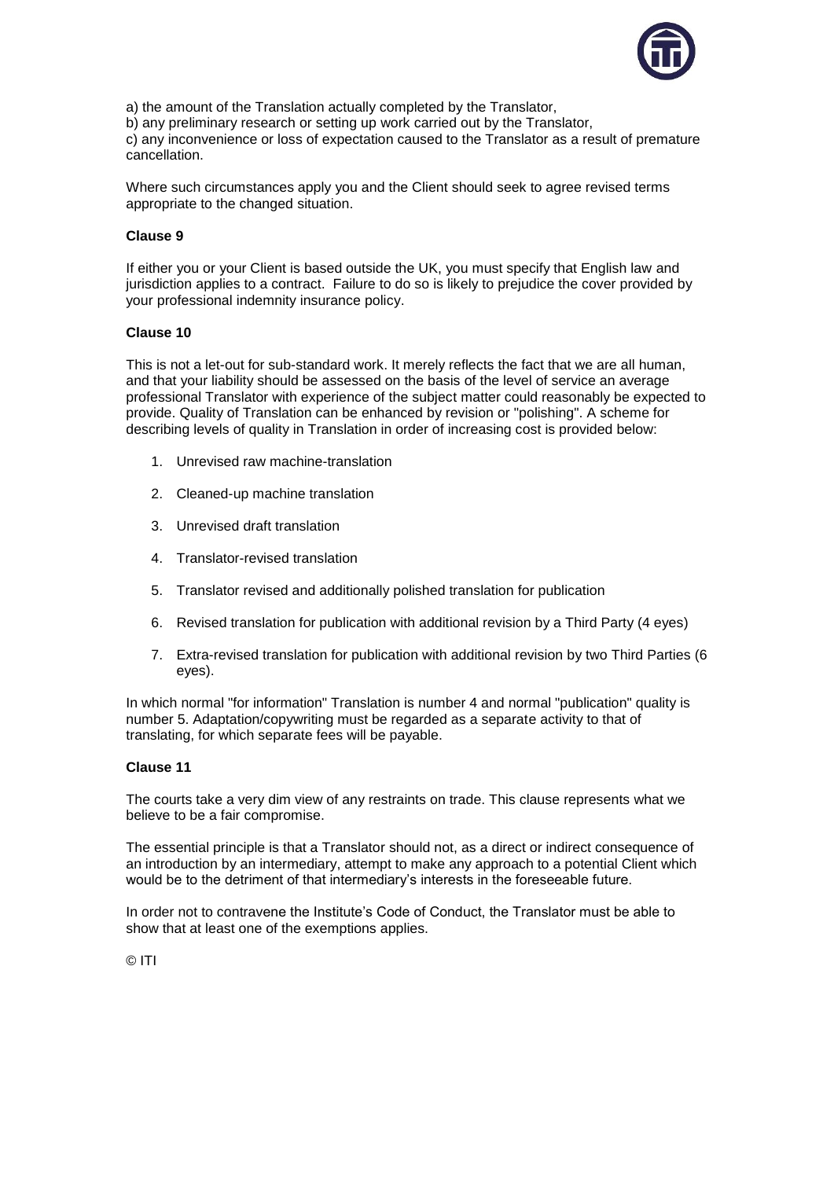a) the amount of the Translation actually completed by the Translator,
b) any preliminary research or setting up work carried out by the Translator,
c) any inconvenience or loss of expectation caused to the Translator as a result of premature cancellation.

Where such circumstances apply you and the Client should seek to agree revised terms appropriate to the changed situation.

**Clause 9**

If either you or your Client is based outside the UK, you must specify that English law and jurisdiction applies to a contract. Failure to do so is likely to prejudice the cover provided by your professional indemnity insurance policy.

**Clause 10**

This is not a let-out for sub-standard work. It merely reflects the fact that we are all human, and that your liability should be assessed on the basis of the level of service an average professional Translator with experience of the subject matter could reasonably be expected to provide. Quality of Translation can be enhanced by revision or "polishing". A scheme for describing levels of quality in Translation in order of increasing cost is provided below:

1. Unrevised raw machine-translation
2. Cleaned-up machine translation
3. Unrevised draft translation
4. Translator-revised translation
5. Translator revised and additionally polished translation for publication
6. Revised translation for publication with additional revision by a Third Party (4 eyes)
7. Extra-revised translation for publication with additional revision by two Third Parties (6 eyes).

In which normal "for information" Translation is number 4 and normal "publication" quality is number 5. Adaptation/copywriting must be regarded as a separate activity to that of translating, for which separate fees will be payable.

**Clause 11**

The courts take a very dim view of any restraints on trade. This clause represents what we believe to be a fair compromise.

The essential principle is that a Translator should not, as a direct or indirect consequence of an introduction by an intermediary, attempt to make any approach to a potential Client which would be to the detriment of that intermediary's interests in the foreseeable future.

In order not to contravene the Institute's Code of Conduct, the Translator must be able to show that at least one of the exemptions applies.

© ITI